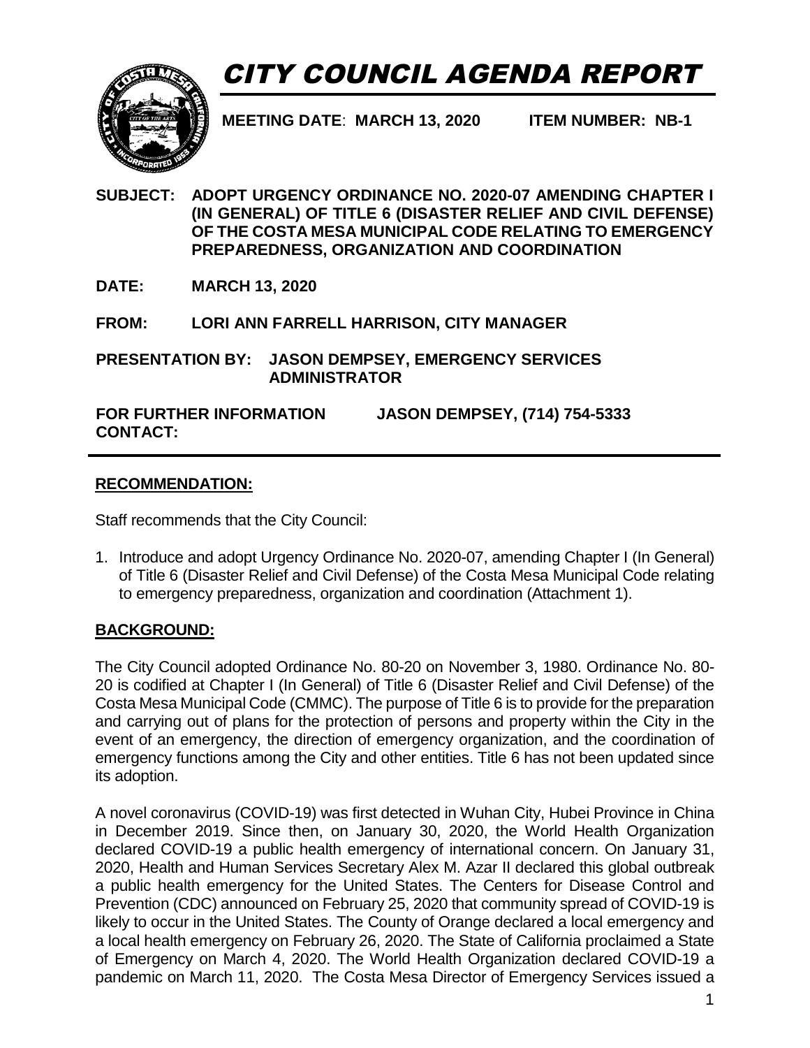# CITY COUNCIL AGENDA REPORT

**MEETING DATE: MARCH 13, 2020 ITEM NUMBER: NB-1**

**SUBJECT: ADOPT URGENCY ORDINANCE NO. 2020-07 AMENDING CHAPTER I (IN GENERAL) OF TITLE 6 (DISASTER RELIEF AND CIVIL DEFENSE) OF THE COSTA MESA MUNICIPAL CODE RELATING TO EMERGENCY PREPAREDNESS, ORGANIZATION AND COORDINATION**

**DATE: MARCH 13, 2020**

**FROM: LORI ANN FARRELL HARRISON, CITY MANAGER**

**PRESENTATION BY: JASON DEMPSEY, EMERGENCY SERVICES ADMINISTRATOR**

**FOR FURTHER INFORMATION CONTACT: JASON DEMPSEY, (714) 754-5333**

---

## RECOMMENDATION:

Staff recommends that the City Council:

1. Introduce and adopt Urgency Ordinance No. 2020-07, amending Chapter I (In General) of Title 6 (Disaster Relief and Civil Defense) of the Costa Mesa Municipal Code relating to emergency preparedness, organization and coordination (Attachment 1).

## BACKGROUND:

The City Council adopted Ordinance No. 80-20 on November 3, 1980. Ordinance No. 80-20 is codified at Chapter I (In General) of Title 6 (Disaster Relief and Civil Defense) of the Costa Mesa Municipal Code (CMMC). The purpose of Title 6 is to provide for the preparation and carrying out of plans for the protection of persons and property within the City in the event of an emergency, the direction of emergency organization, and the coordination of emergency functions among the City and other entities. Title 6 has not been updated since its adoption.

A novel coronavirus (COVID-19) was first detected in Wuhan City, Hubei Province in China in December 2019. Since then, on January 30, 2020, the World Health Organization declared COVID-19 a public health emergency of international concern. On January 31, 2020, Health and Human Services Secretary Alex M. Azar II declared this global outbreak a public health emergency for the United States. The Centers for Disease Control and Prevention (CDC) announced on February 25, 2020 that community spread of COVID-19 is likely to occur in the United States. The County of Orange declared a local emergency and a local health emergency on February 26, 2020. The State of California proclaimed a State of Emergency on March 4, 2020. The World Health Organization declared COVID-19 a pandemic on March 11, 2020. The Costa Mesa Director of Emergency Services issued a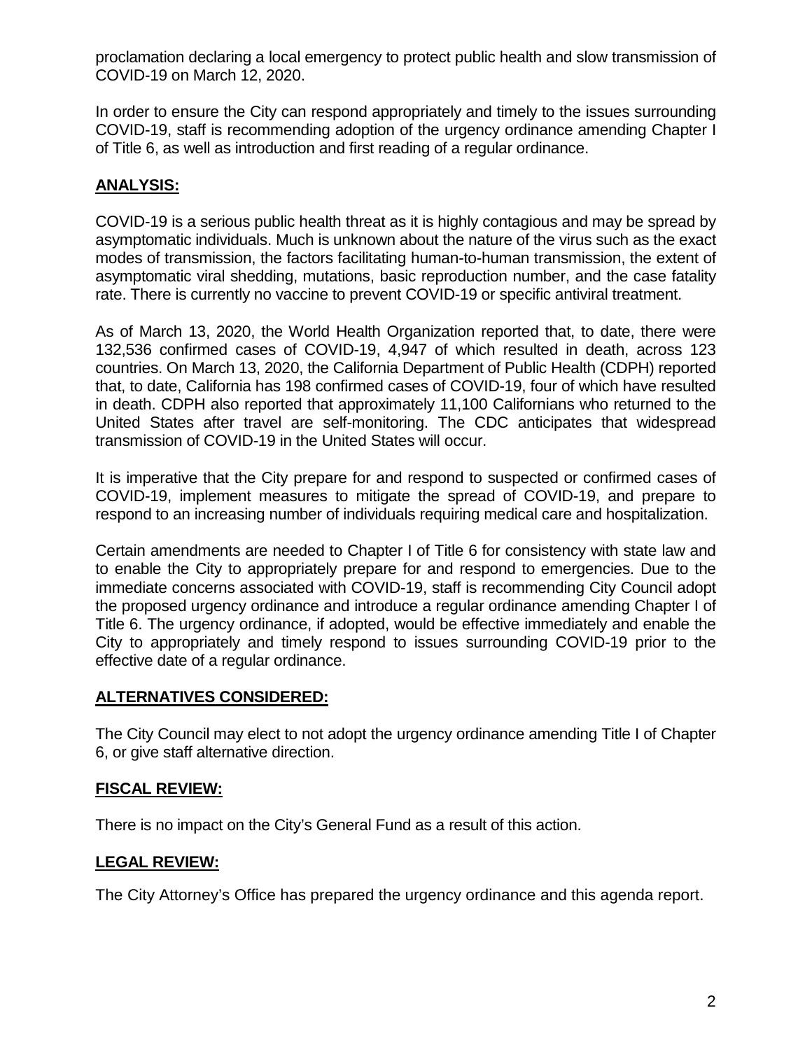proclamation declaring a local emergency to protect public health and slow transmission of COVID-19 on March 12, 2020.

In order to ensure the City can respond appropriately and timely to the issues surrounding COVID-19, staff is recommending adoption of the urgency ordinance amending Chapter I of Title 6, as well as introduction and first reading of a regular ordinance.

## ANALYSIS:

COVID-19 is a serious public health threat as it is highly contagious and may be spread by asymptomatic individuals. Much is unknown about the nature of the virus such as the exact modes of transmission, the factors facilitating human-to-human transmission, the extent of asymptomatic viral shedding, mutations, basic reproduction number, and the case fatality rate. There is currently no vaccine to prevent COVID-19 or specific antiviral treatment.

As of March 13, 2020, the World Health Organization reported that, to date, there were 132,536 confirmed cases of COVID-19, 4,947 of which resulted in death, across 123 countries. On March 13, 2020, the California Department of Public Health (CDPH) reported that, to date, California has 198 confirmed cases of COVID-19, four of which have resulted in death. CDPH also reported that approximately 11,100 Californians who returned to the United States after travel are self-monitoring. The CDC anticipates that widespread transmission of COVID-19 in the United States will occur.

It is imperative that the City prepare for and respond to suspected or confirmed cases of COVID-19, implement measures to mitigate the spread of COVID-19, and prepare to respond to an increasing number of individuals requiring medical care and hospitalization.

Certain amendments are needed to Chapter I of Title 6 for consistency with state law and to enable the City to appropriately prepare for and respond to emergencies. Due to the immediate concerns associated with COVID-19, staff is recommending City Council adopt the proposed urgency ordinance and introduce a regular ordinance amending Chapter I of Title 6. The urgency ordinance, if adopted, would be effective immediately and enable the City to appropriately and timely respond to issues surrounding COVID-19 prior to the effective date of a regular ordinance.

## ALTERNATIVES CONSIDERED:

The City Council may elect to not adopt the urgency ordinance amending Title I of Chapter 6, or give staff alternative direction.

## FISCAL REVIEW:

There is no impact on the City's General Fund as a result of this action.

## LEGAL REVIEW:

The City Attorney's Office has prepared the urgency ordinance and this agenda report.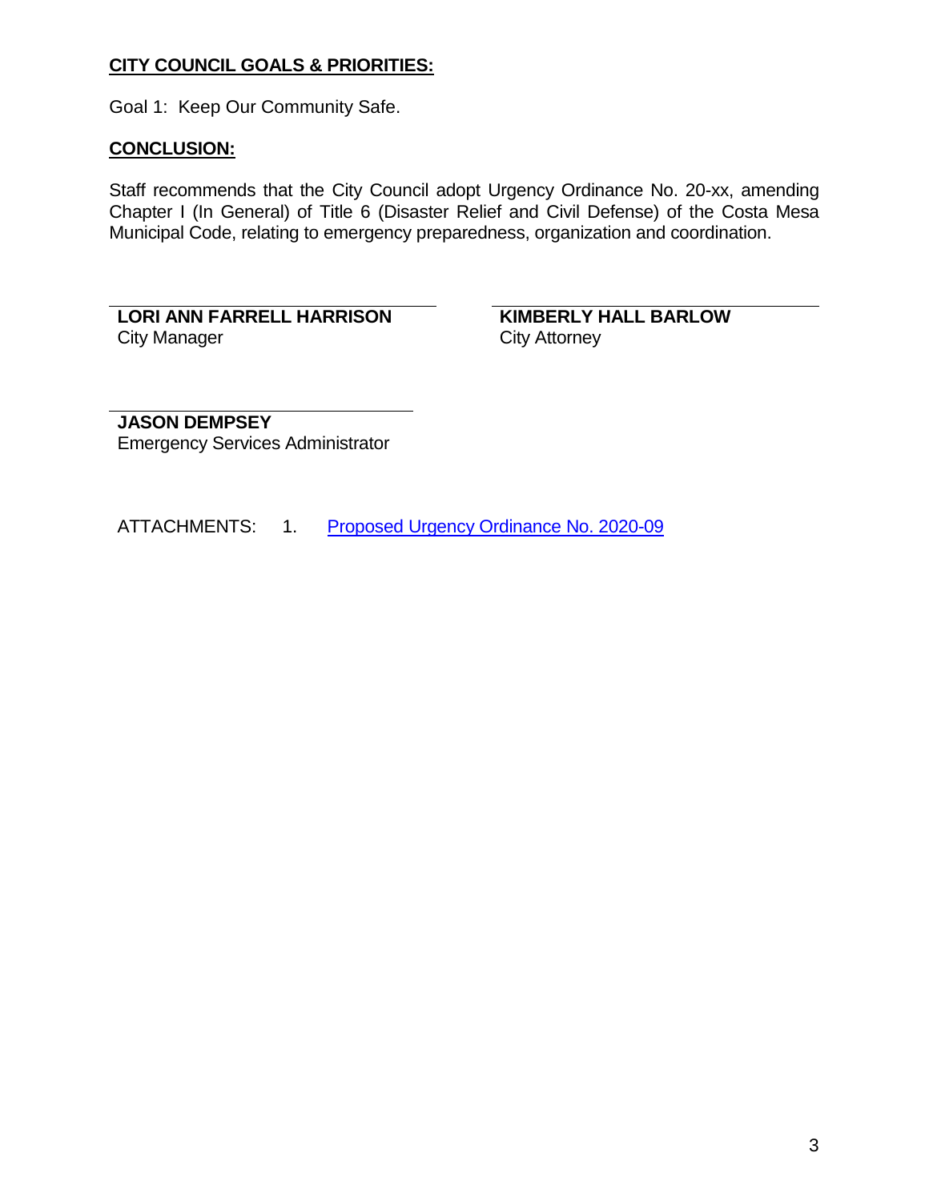**CITY COUNCIL GOALS & PRIORITIES:**

Goal 1: Keep Our Community Safe.

**CONCLUSION:**

Staff recommends that the City Council adopt Urgency Ordinance No. 20-xx, amending Chapter I (In General) of Title 6 (Disaster Relief and Civil Defense) of the Costa Mesa Municipal Code, relating to emergency preparedness, organization and coordination.

**LORI ANN FARRELL HARRISON**
City Manager

**KIMBERLY HALL BARLOW**
City Attorney

**JASON DEMPSEY**
Emergency Services Administrator

ATTACHMENTS: 1. Proposed Urgency Ordinance No. 2020-09